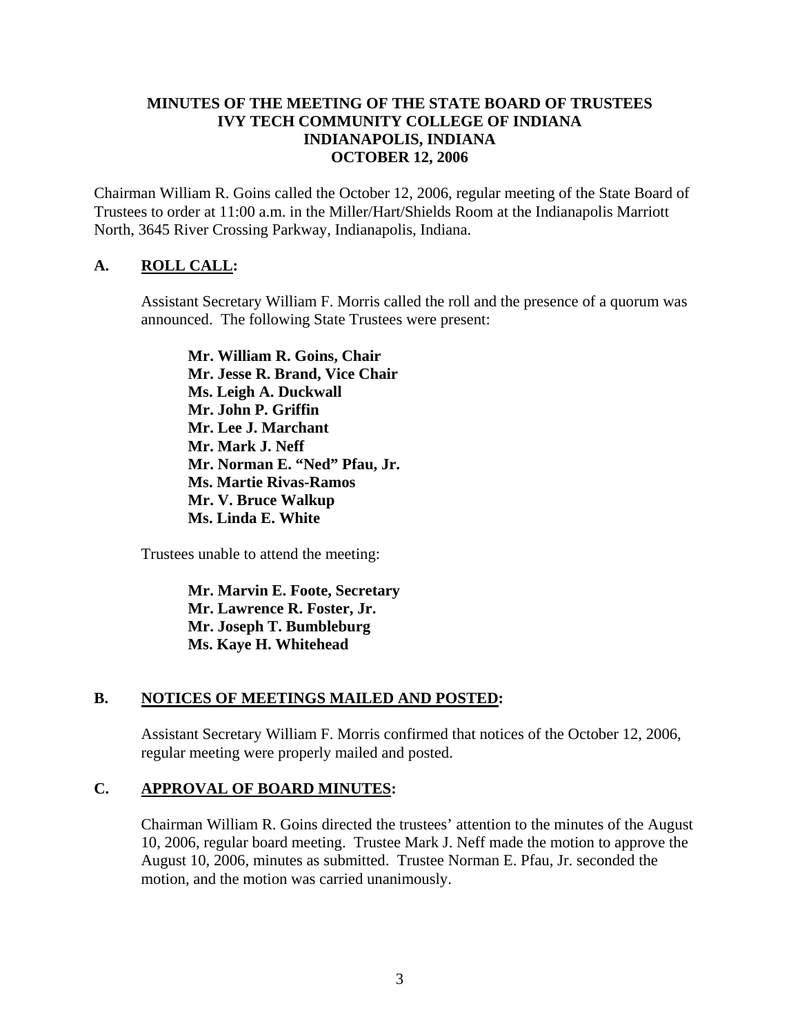# MINUTES OF THE MEETING OF THE STATE BOARD OF TRUSTEES
# IVY TECH COMMUNITY COLLEGE OF INDIANA
# INDIANAPOLIS, INDIANA
# OCTOBER 12, 2006

Chairman William R. Goins called the October 12, 2006, regular meeting of the State Board of Trustees to order at 11:00 a.m. in the Miller/Hart/Shields Room at the Indianapolis Marriott North, 3645 River Crossing Parkway, Indianapolis, Indiana.

## A. ROLL CALL:

Assistant Secretary William F. Morris called the roll and the presence of a quorum was announced. The following State Trustees were present:

**Mr. William R. Goins, Chair**
**Mr. Jesse R. Brand, Vice Chair**
**Ms. Leigh A. Duckwall**
**Mr. John P. Griffin**
**Mr. Lee J. Marchant**
**Mr. Mark J. Neff**
**Mr. Norman E. "Ned" Pfau, Jr.**
**Ms. Martie Rivas-Ramos**
**Mr. V. Bruce Walkup**
**Ms. Linda E. White**

Trustees unable to attend the meeting:

**Mr. Marvin E. Foote, Secretary**
**Mr. Lawrence R. Foster, Jr.**
**Mr. Joseph T. Bumbleburg**
**Ms. Kaye H. Whitehead**

## B. NOTICES OF MEETINGS MAILED AND POSTED:

Assistant Secretary William F. Morris confirmed that notices of the October 12, 2006, regular meeting were properly mailed and posted.

## C. APPROVAL OF BOARD MINUTES:

Chairman William R. Goins directed the trustees' attention to the minutes of the August 10, 2006, regular board meeting. Trustee Mark J. Neff made the motion to approve the August 10, 2006, minutes as submitted. Trustee Norman E. Pfau, Jr. seconded the motion, and the motion was carried unanimously.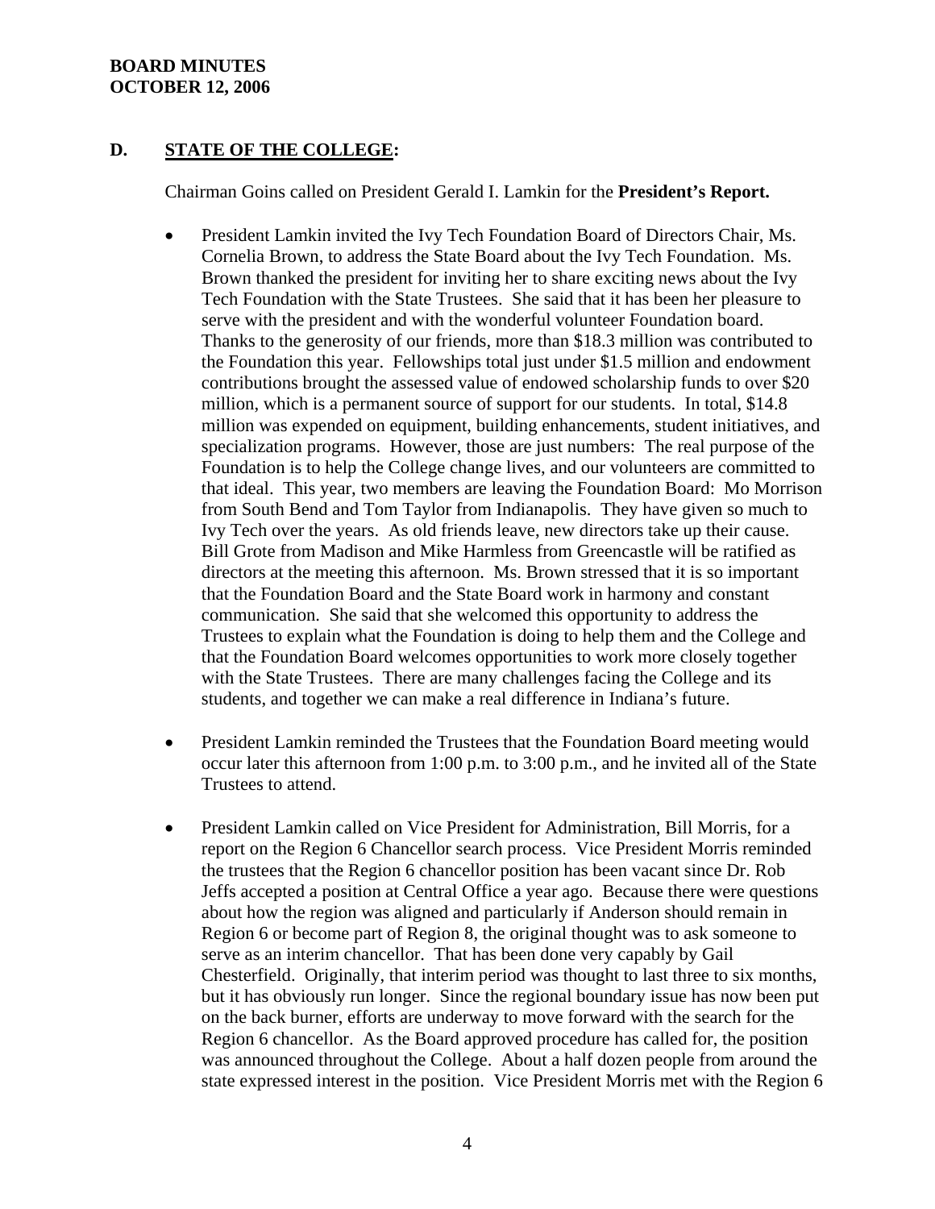## D. STATE OF THE COLLEGE:

Chairman Goins called on President Gerald I. Lamkin for the **President's Report.**

- President Lamkin invited the Ivy Tech Foundation Board of Directors Chair, Ms. Cornelia Brown, to address the State Board about the Ivy Tech Foundation. Ms. Brown thanked the president for inviting her to share exciting news about the Ivy Tech Foundation with the State Trustees. She said that it has been her pleasure to serve with the president and with the wonderful volunteer Foundation board. Thanks to the generosity of our friends, more than $18.3 million was contributed to the Foundation this year. Fellowships total just under $1.5 million and endowment contributions brought the assessed value of endowed scholarship funds to over $20 million, which is a permanent source of support for our students. In total, $14.8 million was expended on equipment, building enhancements, student initiatives, and specialization programs. However, those are just numbers: The real purpose of the Foundation is to help the College change lives, and our volunteers are committed to that ideal. This year, two members are leaving the Foundation Board: Mo Morrison from South Bend and Tom Taylor from Indianapolis. They have given so much to Ivy Tech over the years. As old friends leave, new directors take up their cause. Bill Grote from Madison and Mike Harmless from Greencastle will be ratified as directors at the meeting this afternoon. Ms. Brown stressed that it is so important that the Foundation Board and the State Board work in harmony and constant communication. She said that she welcomed this opportunity to address the Trustees to explain what the Foundation is doing to help them and the College and that the Foundation Board welcomes opportunities to work more closely together with the State Trustees. There are many challenges facing the College and its students, and together we can make a real difference in Indiana's future.

- President Lamkin reminded the Trustees that the Foundation Board meeting would occur later this afternoon from 1:00 p.m. to 3:00 p.m., and he invited all of the State Trustees to attend.

- President Lamkin called on Vice President for Administration, Bill Morris, for a report on the Region 6 Chancellor search process. Vice President Morris reminded the trustees that the Region 6 chancellor position has been vacant since Dr. Rob Jeffs accepted a position at Central Office a year ago. Because there were questions about how the region was aligned and particularly if Anderson should remain in Region 6 or become part of Region 8, the original thought was to ask someone to serve as an interim chancellor. That has been done very capably by Gail Chesterfield. Originally, that interim period was thought to last three to six months, but it has obviously run longer. Since the regional boundary issue has now been put on the back burner, efforts are underway to move forward with the search for the Region 6 chancellor. As the Board approved procedure has called for, the position was announced throughout the College. About a half dozen people from around the state expressed interest in the position. Vice President Morris met with the Region 6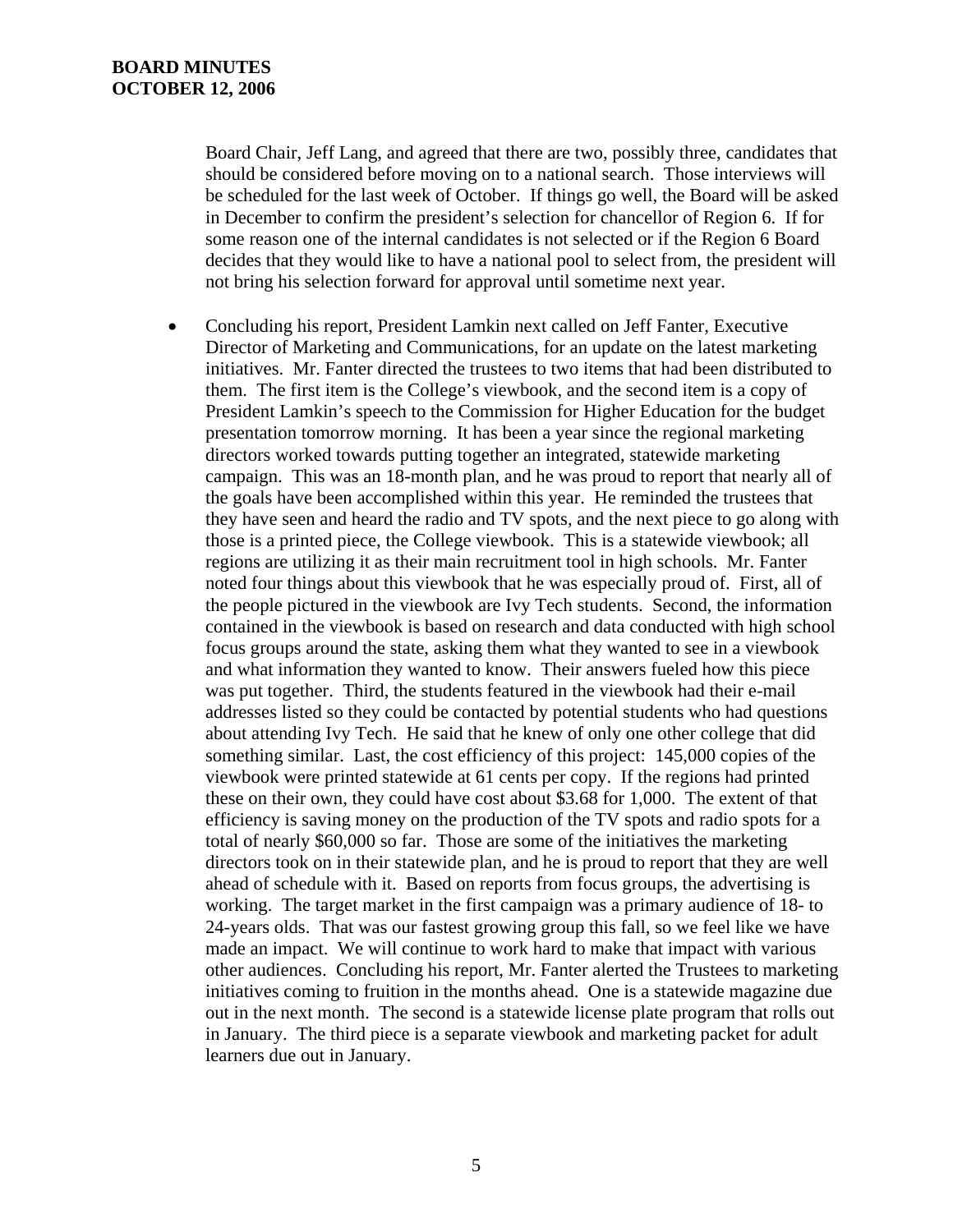Board Chair, Jeff Lang, and agreed that there are two, possibly three, candidates that should be considered before moving on to a national search. Those interviews will be scheduled for the last week of October. If things go well, the Board will be asked in December to confirm the president's selection for chancellor of Region 6. If for some reason one of the internal candidates is not selected or if the Region 6 Board decides that they would like to have a national pool to select from, the president will not bring his selection forward for approval until sometime next year.

- Concluding his report, President Lamkin next called on Jeff Fanter, Executive Director of Marketing and Communications, for an update on the latest marketing initiatives. Mr. Fanter directed the trustees to two items that had been distributed to them. The first item is the College's viewbook, and the second item is a copy of President Lamkin's speech to the Commission for Higher Education for the budget presentation tomorrow morning. It has been a year since the regional marketing directors worked towards putting together an integrated, statewide marketing campaign. This was an 18-month plan, and he was proud to report that nearly all of the goals have been accomplished within this year. He reminded the trustees that they have seen and heard the radio and TV spots, and the next piece to go along with those is a printed piece, the College viewbook. This is a statewide viewbook; all regions are utilizing it as their main recruitment tool in high schools. Mr. Fanter noted four things about this viewbook that he was especially proud of. First, all of the people pictured in the viewbook are Ivy Tech students. Second, the information contained in the viewbook is based on research and data conducted with high school focus groups around the state, asking them what they wanted to see in a viewbook and what information they wanted to know. Their answers fueled how this piece was put together. Third, the students featured in the viewbook had their e-mail addresses listed so they could be contacted by potential students who had questions about attending Ivy Tech. He said that he knew of only one other college that did something similar. Last, the cost efficiency of this project: 145,000 copies of the viewbook were printed statewide at 61 cents per copy. If the regions had printed these on their own, they could have cost about $3.68 for 1,000. The extent of that efficiency is saving money on the production of the TV spots and radio spots for a total of nearly $60,000 so far. Those are some of the initiatives the marketing directors took on in their statewide plan, and he is proud to report that they are well ahead of schedule with it. Based on reports from focus groups, the advertising is working. The target market in the first campaign was a primary audience of 18- to 24-years olds. That was our fastest growing group this fall, so we feel like we have made an impact. We will continue to work hard to make that impact with various other audiences. Concluding his report, Mr. Fanter alerted the Trustees to marketing initiatives coming to fruition in the months ahead. One is a statewide magazine due out in the next month. The second is a statewide license plate program that rolls out in January. The third piece is a separate viewbook and marketing packet for adult learners due out in January.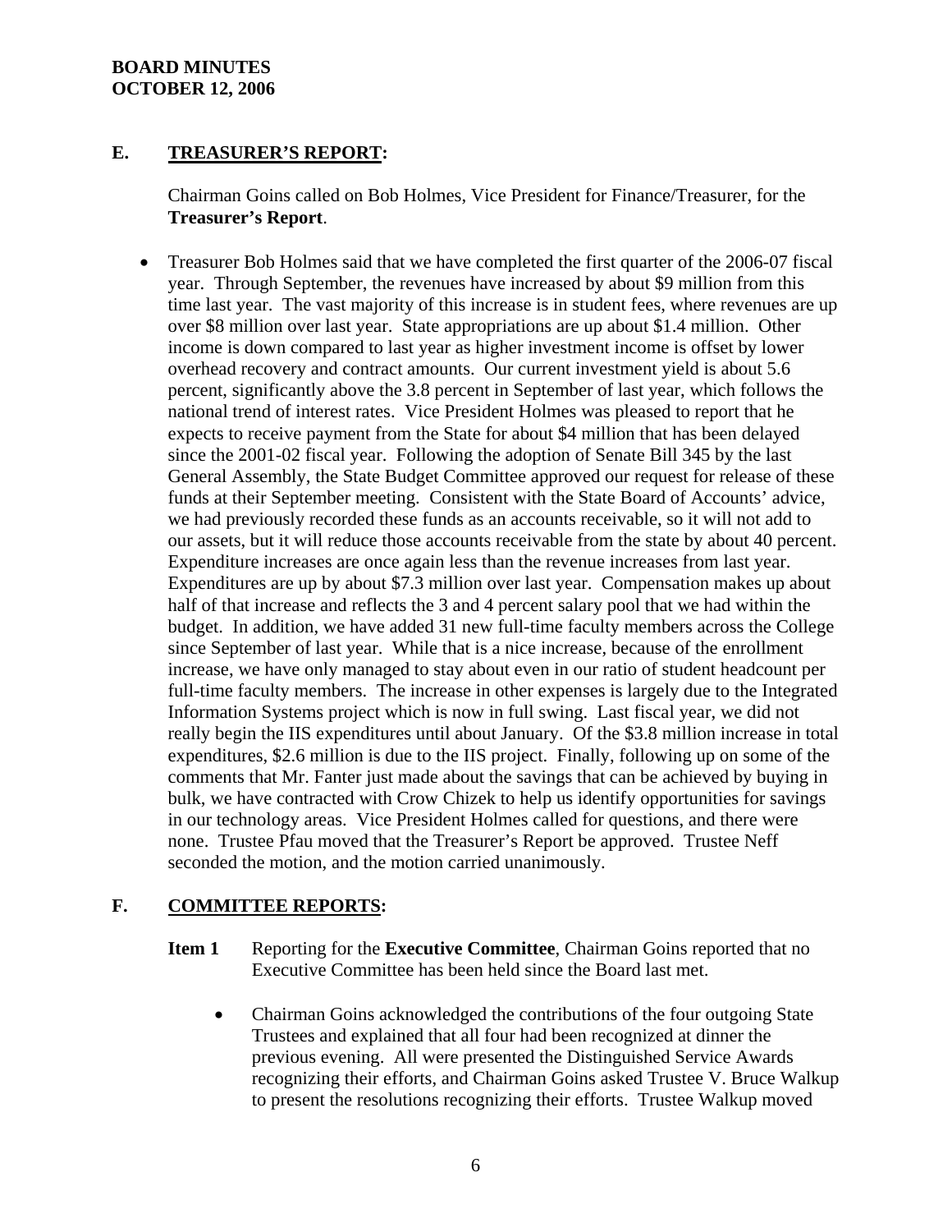## E. TREASURER'S REPORT:

Chairman Goins called on Bob Holmes, Vice President for Finance/Treasurer, for the **Treasurer's Report**.

- Treasurer Bob Holmes said that we have completed the first quarter of the 2006-07 fiscal year. Through September, the revenues have increased by about $9 million from this time last year. The vast majority of this increase is in student fees, where revenues are up over $8 million over last year. State appropriations are up about $1.4 million. Other income is down compared to last year as higher investment income is offset by lower overhead recovery and contract amounts. Our current investment yield is about 5.6 percent, significantly above the 3.8 percent in September of last year, which follows the national trend of interest rates. Vice President Holmes was pleased to report that he expects to receive payment from the State for about $4 million that has been delayed since the 2001-02 fiscal year. Following the adoption of Senate Bill 345 by the last General Assembly, the State Budget Committee approved our request for release of these funds at their September meeting. Consistent with the State Board of Accounts' advice, we had previously recorded these funds as an accounts receivable, so it will not add to our assets, but it will reduce those accounts receivable from the state by about 40 percent. Expenditure increases are once again less than the revenue increases from last year. Expenditures are up by about $7.3 million over last year. Compensation makes up about half of that increase and reflects the 3 and 4 percent salary pool that we had within the budget. In addition, we have added 31 new full-time faculty members across the College since September of last year. While that is a nice increase, because of the enrollment increase, we have only managed to stay about even in our ratio of student headcount per full-time faculty members. The increase in other expenses is largely due to the Integrated Information Systems project which is now in full swing. Last fiscal year, we did not really begin the IIS expenditures until about January. Of the $3.8 million increase in total expenditures, $2.6 million is due to the IIS project. Finally, following up on some of the comments that Mr. Fanter just made about the savings that can be achieved by buying in bulk, we have contracted with Crow Chizek to help us identify opportunities for savings in our technology areas. Vice President Holmes called for questions, and there were none. Trustee Pfau moved that the Treasurer's Report be approved. Trustee Neff seconded the motion, and the motion carried unanimously.

## F. COMMITTEE REPORTS:

**Item 1** Reporting for the **Executive Committee**, Chairman Goins reported that no Executive Committee has been held since the Board last met.

- Chairman Goins acknowledged the contributions of the four outgoing State Trustees and explained that all four had been recognized at dinner the previous evening. All were presented the Distinguished Service Awards recognizing their efforts, and Chairman Goins asked Trustee V. Bruce Walkup to present the resolutions recognizing their efforts. Trustee Walkup moved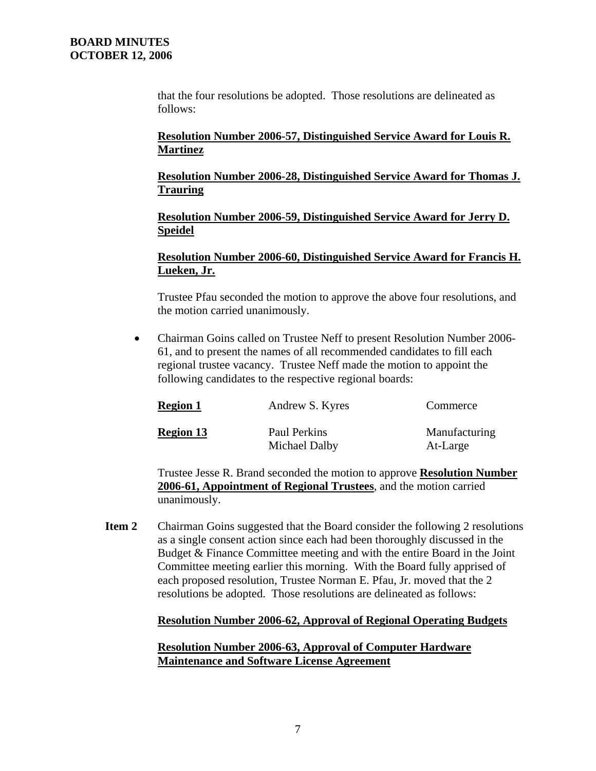that the four resolutions be adopted. Those resolutions are delineated as follows:

**Resolution Number 2006-57, Distinguished Service Award for Louis R. Martinez**

**Resolution Number 2006-28, Distinguished Service Award for Thomas J. Trauring**

**Resolution Number 2006-59, Distinguished Service Award for Jerry D. Speidel**

**Resolution Number 2006-60, Distinguished Service Award for Francis H. Lueken, Jr.**

Trustee Pfau seconded the motion to approve the above four resolutions, and the motion carried unanimously.

- Chairman Goins called on Trustee Neff to present Resolution Number 2006-61, and to present the names of all recommended candidates to fill each regional trustee vacancy. Trustee Neff made the motion to appoint the following candidates to the respective regional boards:

| | | |
|---|---|---|
| **Region 1** | Andrew S. Kyres | Commerce |
| **Region 13** | Paul Perkins | Manufacturing |
| | Michael Dalby | At-Large |

Trustee Jesse R. Brand seconded the motion to approve **Resolution Number 2006-61, Appointment of Regional Trustees**, and the motion carried unanimously.

**Item 2** Chairman Goins suggested that the Board consider the following 2 resolutions as a single consent action since each had been thoroughly discussed in the Budget & Finance Committee meeting and with the entire Board in the Joint Committee meeting earlier this morning. With the Board fully apprised of each proposed resolution, Trustee Norman E. Pfau, Jr. moved that the 2 resolutions be adopted. Those resolutions are delineated as follows:

**Resolution Number 2006-62, Approval of Regional Operating Budgets**

**Resolution Number 2006-63, Approval of Computer Hardware Maintenance and Software License Agreement**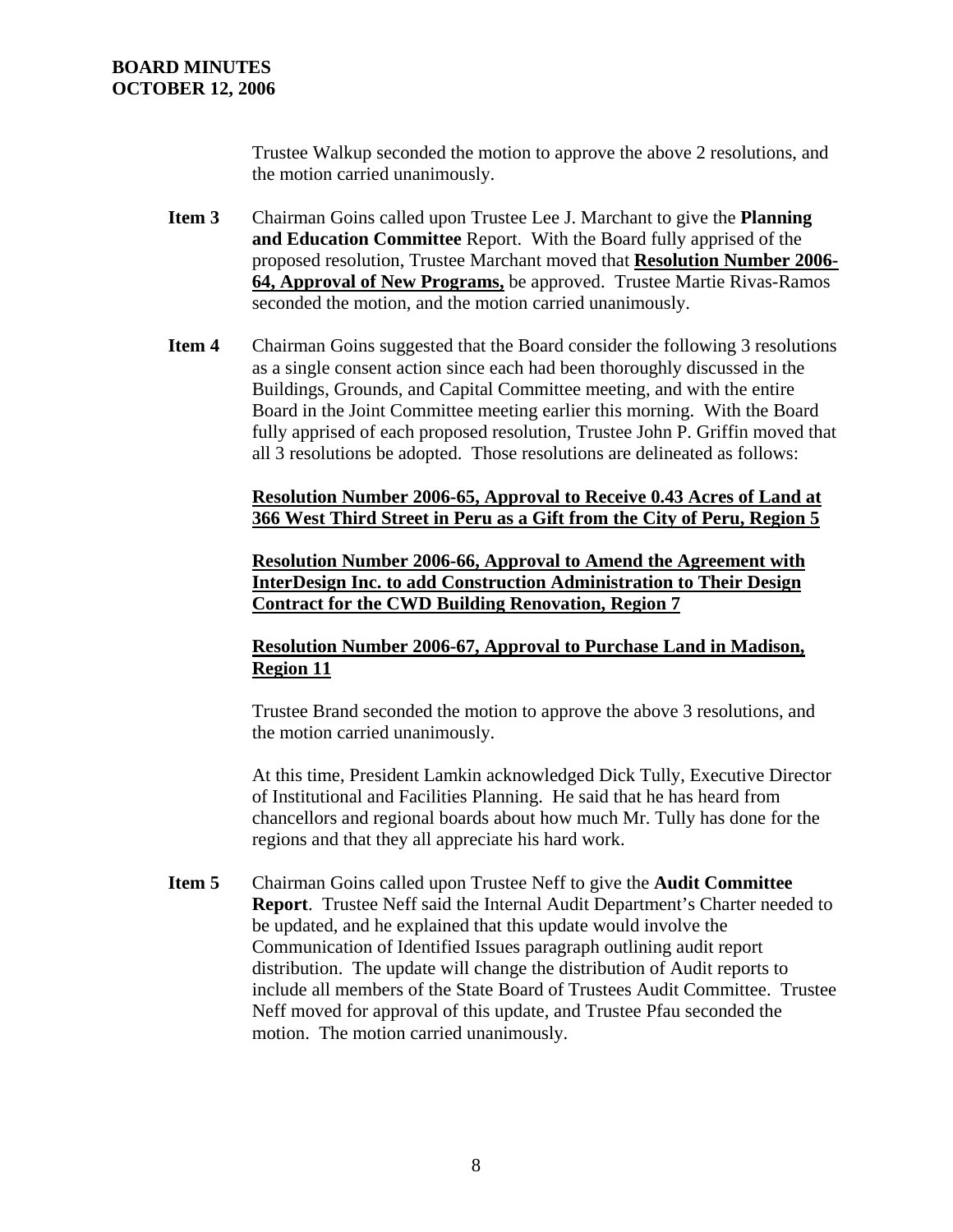Trustee Walkup seconded the motion to approve the above 2 resolutions, and the motion carried unanimously.

**Item 3** Chairman Goins called upon Trustee Lee J. Marchant to give the **Planning and Education Committee** Report. With the Board fully apprised of the proposed resolution, Trustee Marchant moved that **Resolution Number 2006-64, Approval of New Programs,** be approved. Trustee Martie Rivas-Ramos seconded the motion, and the motion carried unanimously.

**Item 4** Chairman Goins suggested that the Board consider the following 3 resolutions as a single consent action since each had been thoroughly discussed in the Buildings, Grounds, and Capital Committee meeting, and with the entire Board in the Joint Committee meeting earlier this morning. With the Board fully apprised of each proposed resolution, Trustee John P. Griffin moved that all 3 resolutions be adopted. Those resolutions are delineated as follows:

**Resolution Number 2006-65, Approval to Receive 0.43 Acres of Land at 366 West Third Street in Peru as a Gift from the City of Peru, Region 5**

**Resolution Number 2006-66, Approval to Amend the Agreement with InterDesign Inc. to add Construction Administration to Their Design Contract for the CWD Building Renovation, Region 7**

**Resolution Number 2006-67, Approval to Purchase Land in Madison, Region 11**

Trustee Brand seconded the motion to approve the above 3 resolutions, and the motion carried unanimously.

At this time, President Lamkin acknowledged Dick Tully, Executive Director of Institutional and Facilities Planning. He said that he has heard from chancellors and regional boards about how much Mr. Tully has done for the regions and that they all appreciate his hard work.

**Item 5** Chairman Goins called upon Trustee Neff to give the **Audit Committee Report**. Trustee Neff said the Internal Audit Department's Charter needed to be updated, and he explained that this update would involve the Communication of Identified Issues paragraph outlining audit report distribution. The update will change the distribution of Audit reports to include all members of the State Board of Trustees Audit Committee. Trustee Neff moved for approval of this update, and Trustee Pfau seconded the motion. The motion carried unanimously.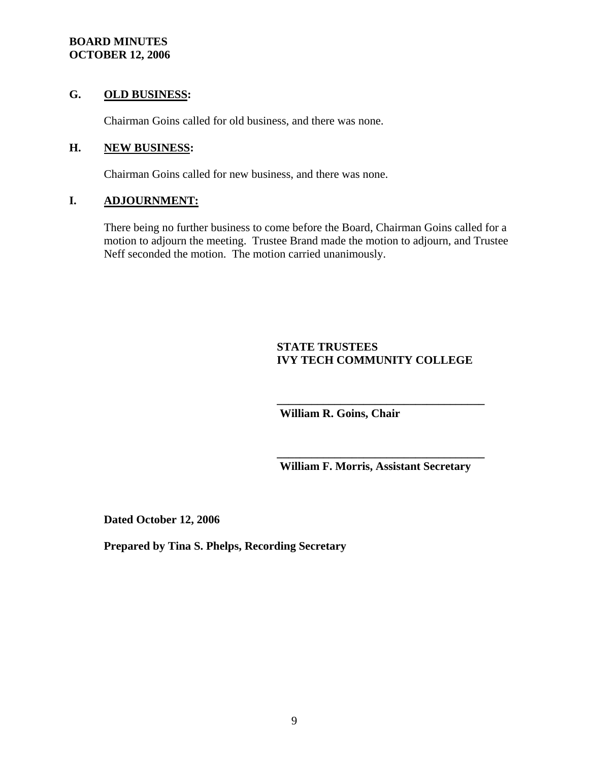## G. OLD BUSINESS:

Chairman Goins called for old business, and there was none.

## H. NEW BUSINESS:

Chairman Goins called for new business, and there was none.

## I. ADJOURNMENT:

There being no further business to come before the Board, Chairman Goins called for a motion to adjourn the meeting. Trustee Brand made the motion to adjourn, and Trustee Neff seconded the motion. The motion carried unanimously.

**STATE TRUSTEES**
**IVY TECH COMMUNITY COLLEGE**

\_\_\_\_\_\_\_\_\_\_\_\_\_\_\_\_\_\_\_\_\_\_\_\_\_\_\_\_\_\_\_\_\_\_\_\_

**William R. Goins, Chair**

\_\_\_\_\_\_\_\_\_\_\_\_\_\_\_\_\_\_\_\_\_\_\_\_\_\_\_\_\_\_\_\_\_\_\_\_

**William F. Morris, Assistant Secretary**

**Dated October 12, 2006**

**Prepared by Tina S. Phelps, Recording Secretary**